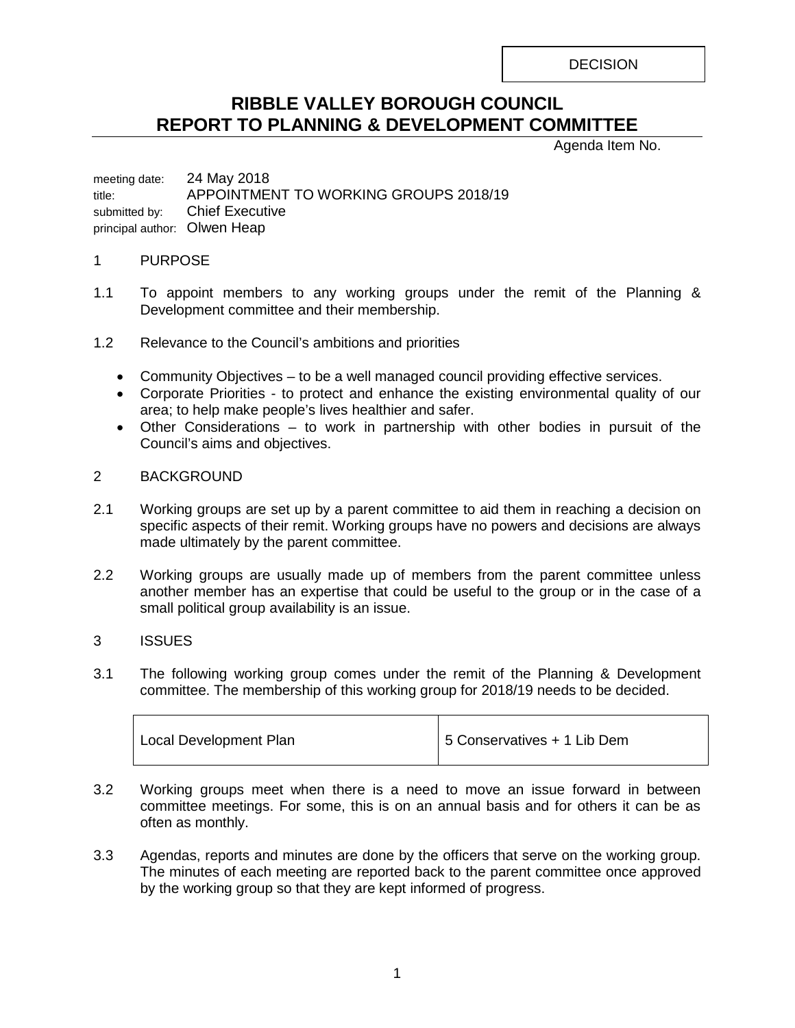DECISION

# RIBBLE VALLEY BOROUGH COUNCIL
# REPORT TO PLANNING & DEVELOPMENT COMMITTEE

Agenda Item No.

meeting date: 24 May 2018
title: APPOINTMENT TO WORKING GROUPS 2018/19
submitted by: Chief Executive
principal author: Olwen Heap

## 1 PURPOSE

1.1 To appoint members to any working groups under the remit of the Planning & Development committee and their membership.

1.2 Relevance to the Council's ambitions and priorities

- Community Objectives – to be a well managed council providing effective services.
- Corporate Priorities - to protect and enhance the existing environmental quality of our area; to help make people's lives healthier and safer.
- Other Considerations – to work in partnership with other bodies in pursuit of the Council's aims and objectives.

## 2 BACKGROUND

2.1 Working groups are set up by a parent committee to aid them in reaching a decision on specific aspects of their remit. Working groups have no powers and decisions are always made ultimately by the parent committee.

2.2 Working groups are usually made up of members from the parent committee unless another member has an expertise that could be useful to the group or in the case of a small political group availability is an issue.

## 3 ISSUES

3.1 The following working group comes under the remit of the Planning & Development committee. The membership of this working group for 2018/19 needs to be decided.

| Local Development Plan | 5 Conservatives + 1 Lib Dem |
|---|---|

3.2 Working groups meet when there is a need to move an issue forward in between committee meetings. For some, this is on an annual basis and for others it can be as often as monthly.

3.3 Agendas, reports and minutes are done by the officers that serve on the working group. The minutes of each meeting are reported back to the parent committee once approved by the working group so that they are kept informed of progress.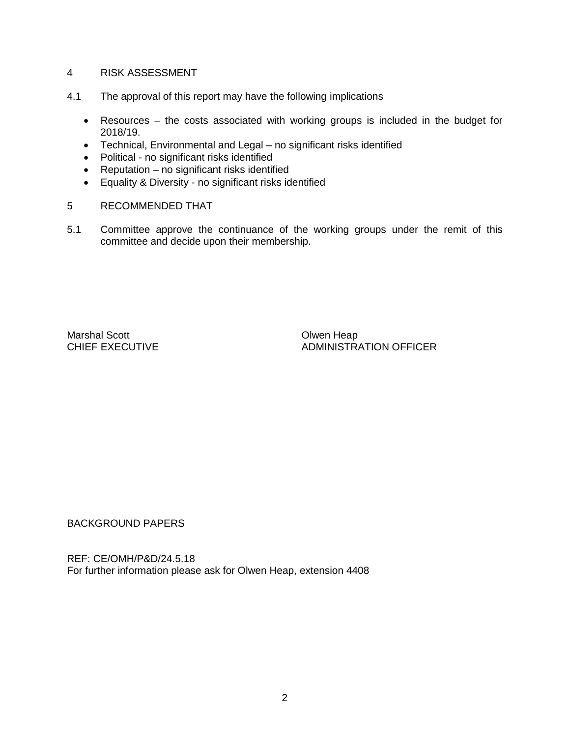## 4 RISK ASSESSMENT

4.1 The approval of this report may have the following implications

- Resources – the costs associated with working groups is included in the budget for 2018/19.
- Technical, Environmental and Legal – no significant risks identified
- Political - no significant risks identified
- Reputation – no significant risks identified
- Equality & Diversity - no significant risks identified

## 5 RECOMMENDED THAT

5.1 Committee approve the continuance of the working groups under the remit of this committee and decide upon their membership.

Marshal Scott
CHIEF EXECUTIVE

Olwen Heap
ADMINISTRATION OFFICER

BACKGROUND PAPERS

REF: CE/OMH/P&D/24.5.18
For further information please ask for Olwen Heap, extension 4408